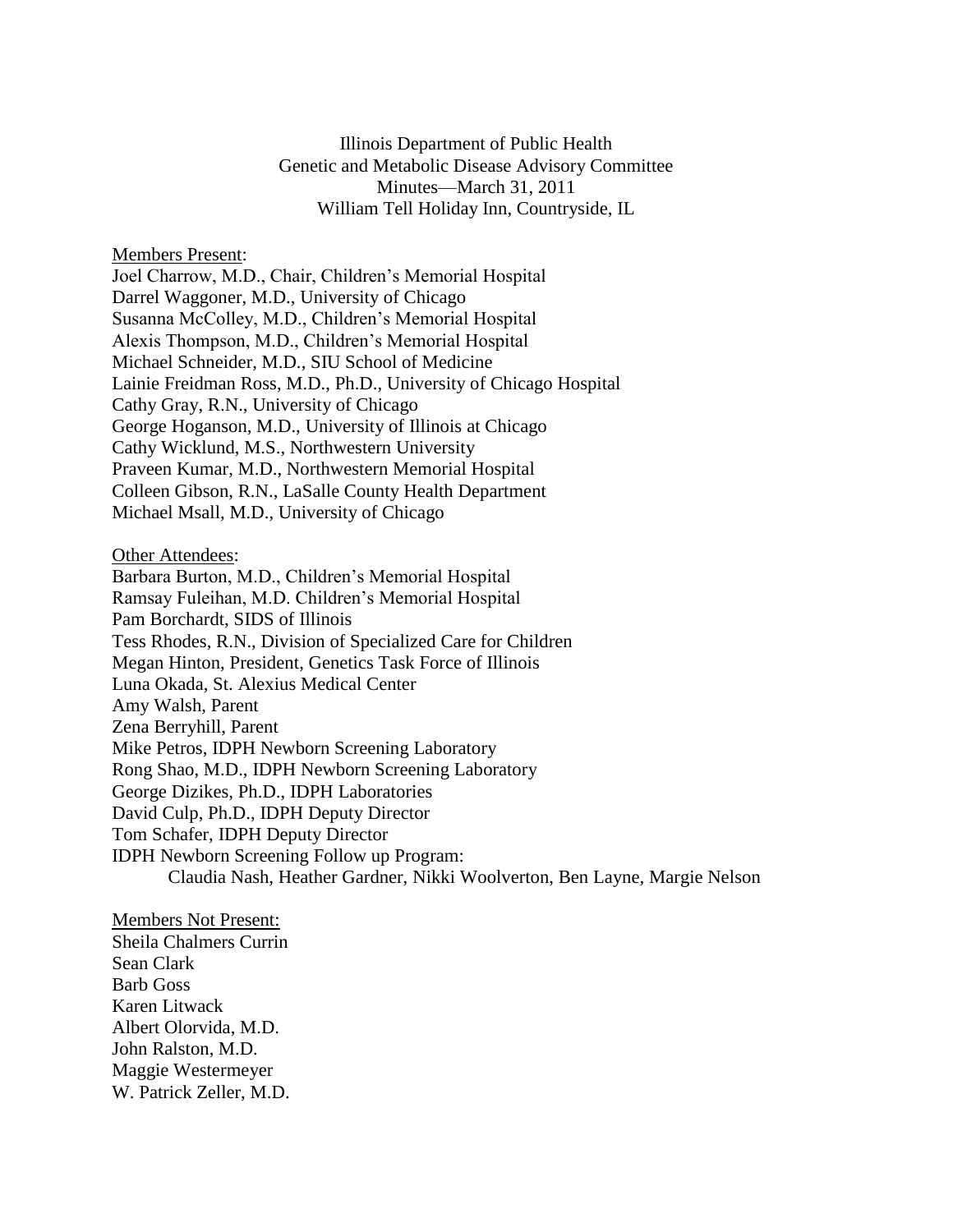Illinois Department of Public Health
Genetic and Metabolic Disease Advisory Committee
Minutes—March 31, 2011
William Tell Holiday Inn, Countryside, IL

<u>Members Present</u>:

Joel Charrow, M.D., Chair, Children's Memorial Hospital
Darrel Waggoner, M.D., University of Chicago
Susanna McColley, M.D., Children's Memorial Hospital
Alexis Thompson, M.D., Children's Memorial Hospital
Michael Schneider, M.D., SIU School of Medicine
Lainie Freidman Ross, M.D., Ph.D., University of Chicago Hospital
Cathy Gray, R.N., University of Chicago
George Hoganson, M.D., University of Illinois at Chicago
Cathy Wicklund, M.S., Northwestern University
Praveen Kumar, M.D., Northwestern Memorial Hospital
Colleen Gibson, R.N., LaSalle County Health Department
Michael Msall, M.D., University of Chicago

<u>Other Attendees</u>:

Barbara Burton, M.D., Children's Memorial Hospital
Ramsay Fuleihan, M.D. Children's Memorial Hospital
Pam Borchardt, SIDS of Illinois
Tess Rhodes, R.N., Division of Specialized Care for Children
Megan Hinton, President, Genetics Task Force of Illinois
Luna Okada, St. Alexius Medical Center
Amy Walsh, Parent
Zena Berryhill, Parent
Mike Petros, IDPH Newborn Screening Laboratory
Rong Shao, M.D., IDPH Newborn Screening Laboratory
George Dizikes, Ph.D., IDPH Laboratories
David Culp, Ph.D., IDPH Deputy Director
Tom Schafer, IDPH Deputy Director
IDPH Newborn Screening Follow up Program:
  Claudia Nash, Heather Gardner, Nikki Woolverton, Ben Layne, Margie Nelson

<u>Members Not Present:</u>

Sheila Chalmers Currin
Sean Clark
Barb Goss
Karen Litwack
Albert Olorvida, M.D.
John Ralston, M.D.
Maggie Westermeyer
W. Patrick Zeller, M.D.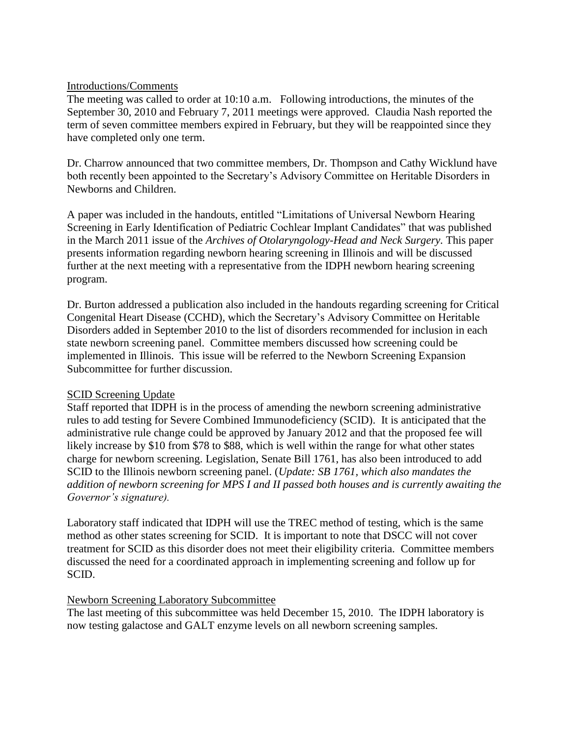Introductions/Comments

The meeting was called to order at 10:10 a.m. Following introductions, the minutes of the September 30, 2010 and February 7, 2011 meetings were approved. Claudia Nash reported the term of seven committee members expired in February, but they will be reappointed since they have completed only one term.

Dr. Charrow announced that two committee members, Dr. Thompson and Cathy Wicklund have both recently been appointed to the Secretary's Advisory Committee on Heritable Disorders in Newborns and Children.

A paper was included in the handouts, entitled "Limitations of Universal Newborn Hearing Screening in Early Identification of Pediatric Cochlear Implant Candidates" that was published in the March 2011 issue of the *Archives of Otolaryngology-Head and Neck Surgery*. This paper presents information regarding newborn hearing screening in Illinois and will be discussed further at the next meeting with a representative from the IDPH newborn hearing screening program.

Dr. Burton addressed a publication also included in the handouts regarding screening for Critical Congenital Heart Disease (CCHD), which the Secretary's Advisory Committee on Heritable Disorders added in September 2010 to the list of disorders recommended for inclusion in each state newborn screening panel. Committee members discussed how screening could be implemented in Illinois. This issue will be referred to the Newborn Screening Expansion Subcommittee for further discussion.

SCID Screening Update

Staff reported that IDPH is in the process of amending the newborn screening administrative rules to add testing for Severe Combined Immunodeficiency (SCID). It is anticipated that the administrative rule change could be approved by January 2012 and that the proposed fee will likely increase by $10 from $78 to $88, which is well within the range for what other states charge for newborn screening. Legislation, Senate Bill 1761, has also been introduced to add SCID to the Illinois newborn screening panel. (*Update: SB 1761, which also mandates the addition of newborn screening for MPS I and II passed both houses and is currently awaiting the Governor's signature).*

Laboratory staff indicated that IDPH will use the TREC method of testing, which is the same method as other states screening for SCID. It is important to note that DSCC will not cover treatment for SCID as this disorder does not meet their eligibility criteria. Committee members discussed the need for a coordinated approach in implementing screening and follow up for SCID.

Newborn Screening Laboratory Subcommittee

The last meeting of this subcommittee was held December 15, 2010. The IDPH laboratory is now testing galactose and GALT enzyme levels on all newborn screening samples.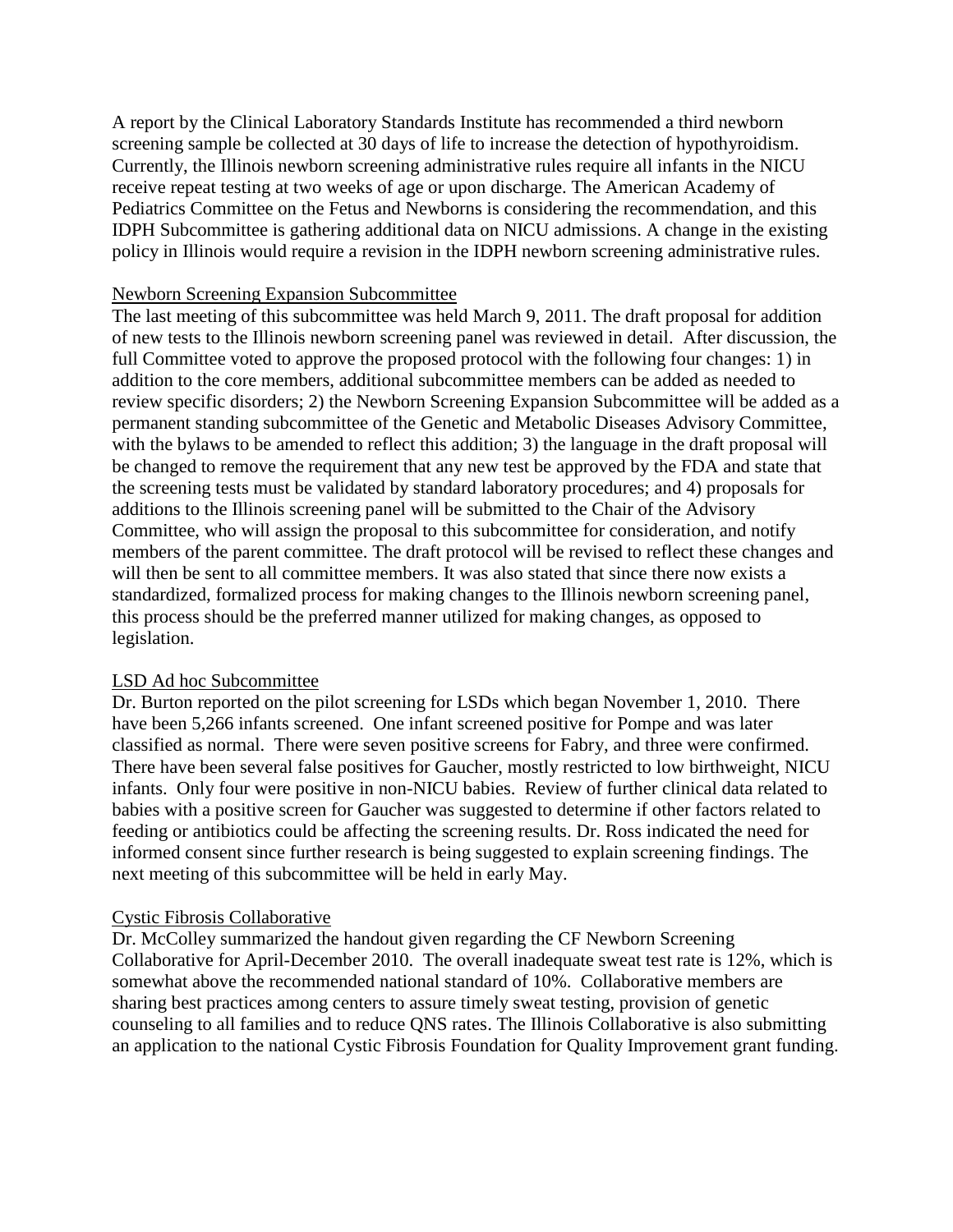A report by the Clinical Laboratory Standards Institute has recommended a third newborn screening sample be collected at 30 days of life to increase the detection of hypothyroidism. Currently, the Illinois newborn screening administrative rules require all infants in the NICU receive repeat testing at two weeks of age or upon discharge. The American Academy of Pediatrics Committee on the Fetus and Newborns is considering the recommendation, and this IDPH Subcommittee is gathering additional data on NICU admissions. A change in the existing policy in Illinois would require a revision in the IDPH newborn screening administrative rules.

<u>Newborn Screening Expansion Subcommittee</u>

The last meeting of this subcommittee was held March 9, 2011. The draft proposal for addition of new tests to the Illinois newborn screening panel was reviewed in detail. After discussion, the full Committee voted to approve the proposed protocol with the following four changes: 1) in addition to the core members, additional subcommittee members can be added as needed to review specific disorders; 2) the Newborn Screening Expansion Subcommittee will be added as a permanent standing subcommittee of the Genetic and Metabolic Diseases Advisory Committee, with the bylaws to be amended to reflect this addition; 3) the language in the draft proposal will be changed to remove the requirement that any new test be approved by the FDA and state that the screening tests must be validated by standard laboratory procedures; and 4) proposals for additions to the Illinois screening panel will be submitted to the Chair of the Advisory Committee, who will assign the proposal to this subcommittee for consideration, and notify members of the parent committee. The draft protocol will be revised to reflect these changes and will then be sent to all committee members. It was also stated that since there now exists a standardized, formalized process for making changes to the Illinois newborn screening panel, this process should be the preferred manner utilized for making changes, as opposed to legislation.

<u>LSD Ad hoc Subcommittee</u>

Dr. Burton reported on the pilot screening for LSDs which began November 1, 2010. There have been 5,266 infants screened. One infant screened positive for Pompe and was later classified as normal. There were seven positive screens for Fabry, and three were confirmed. There have been several false positives for Gaucher, mostly restricted to low birthweight, NICU infants. Only four were positive in non-NICU babies. Review of further clinical data related to babies with a positive screen for Gaucher was suggested to determine if other factors related to feeding or antibiotics could be affecting the screening results. Dr. Ross indicated the need for informed consent since further research is being suggested to explain screening findings. The next meeting of this subcommittee will be held in early May.

<u>Cystic Fibrosis Collaborative</u>

Dr. McColley summarized the handout given regarding the CF Newborn Screening Collaborative for April-December 2010. The overall inadequate sweat test rate is 12%, which is somewhat above the recommended national standard of 10%. Collaborative members are sharing best practices among centers to assure timely sweat testing, provision of genetic counseling to all families and to reduce QNS rates. The Illinois Collaborative is also submitting an application to the national Cystic Fibrosis Foundation for Quality Improvement grant funding.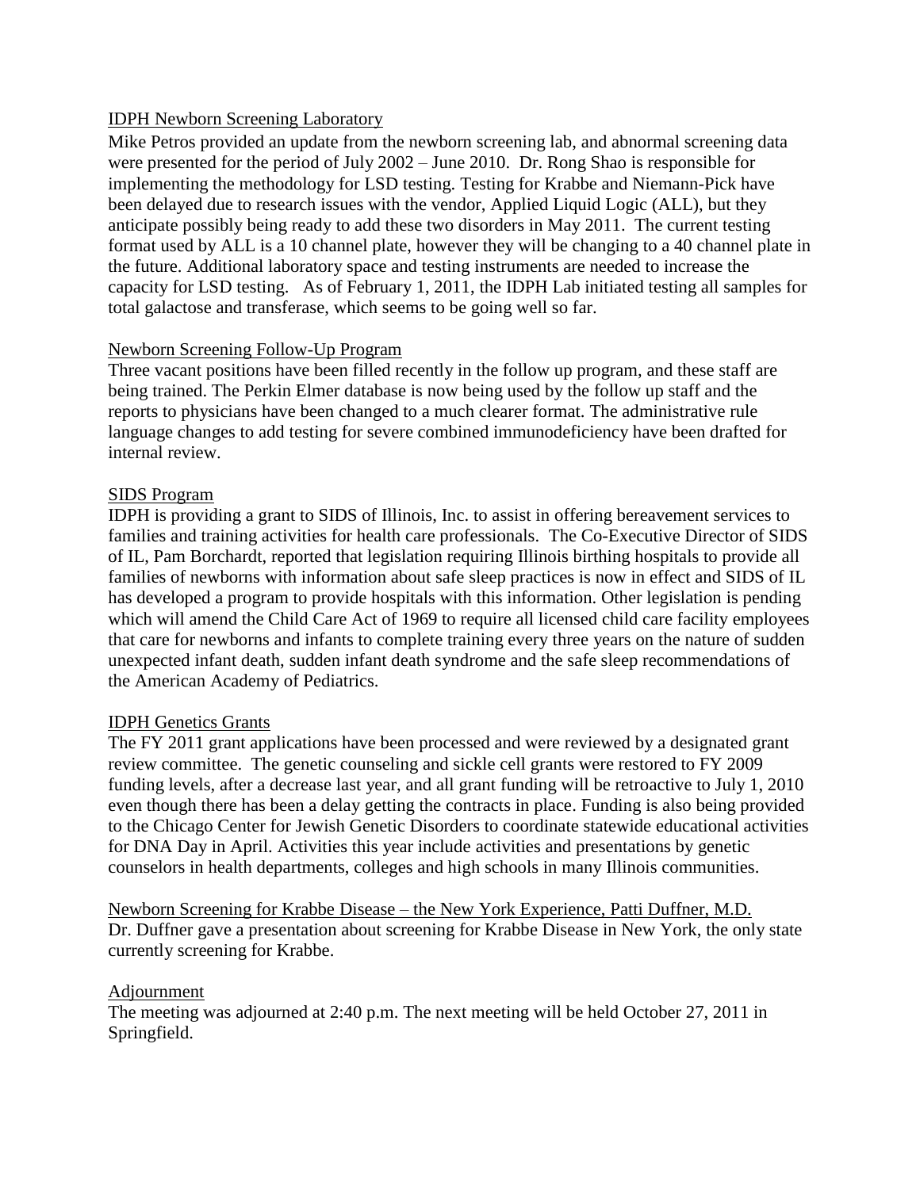<u>IDPH Newborn Screening Laboratory</u>

Mike Petros provided an update from the newborn screening lab, and abnormal screening data were presented for the period of July 2002 – June 2010. Dr. Rong Shao is responsible for implementing the methodology for LSD testing. Testing for Krabbe and Niemann-Pick have been delayed due to research issues with the vendor, Applied Liquid Logic (ALL), but they anticipate possibly being ready to add these two disorders in May 2011. The current testing format used by ALL is a 10 channel plate, however they will be changing to a 40 channel plate in the future. Additional laboratory space and testing instruments are needed to increase the capacity for LSD testing. As of February 1, 2011, the IDPH Lab initiated testing all samples for total galactose and transferase, which seems to be going well so far.

<u>Newborn Screening Follow-Up Program</u>

Three vacant positions have been filled recently in the follow up program, and these staff are being trained. The Perkin Elmer database is now being used by the follow up staff and the reports to physicians have been changed to a much clearer format. The administrative rule language changes to add testing for severe combined immunodeficiency have been drafted for internal review.

<u>SIDS Program</u>

IDPH is providing a grant to SIDS of Illinois, Inc. to assist in offering bereavement services to families and training activities for health care professionals. The Co-Executive Director of SIDS of IL, Pam Borchardt, reported that legislation requiring Illinois birthing hospitals to provide all families of newborns with information about safe sleep practices is now in effect and SIDS of IL has developed a program to provide hospitals with this information. Other legislation is pending which will amend the Child Care Act of 1969 to require all licensed child care facility employees that care for newborns and infants to complete training every three years on the nature of sudden unexpected infant death, sudden infant death syndrome and the safe sleep recommendations of the American Academy of Pediatrics.

<u>IDPH Genetics Grants</u>

The FY 2011 grant applications have been processed and were reviewed by a designated grant review committee. The genetic counseling and sickle cell grants were restored to FY 2009 funding levels, after a decrease last year, and all grant funding will be retroactive to July 1, 2010 even though there has been a delay getting the contracts in place. Funding is also being provided to the Chicago Center for Jewish Genetic Disorders to coordinate statewide educational activities for DNA Day in April. Activities this year include activities and presentations by genetic counselors in health departments, colleges and high schools in many Illinois communities.

<u>Newborn Screening for Krabbe Disease – the New York Experience, Patti Duffner, M.D.</u>

Dr. Duffner gave a presentation about screening for Krabbe Disease in New York, the only state currently screening for Krabbe.

<u>Adjournment</u>

The meeting was adjourned at 2:40 p.m. The next meeting will be held October 27, 2011 in Springfield.